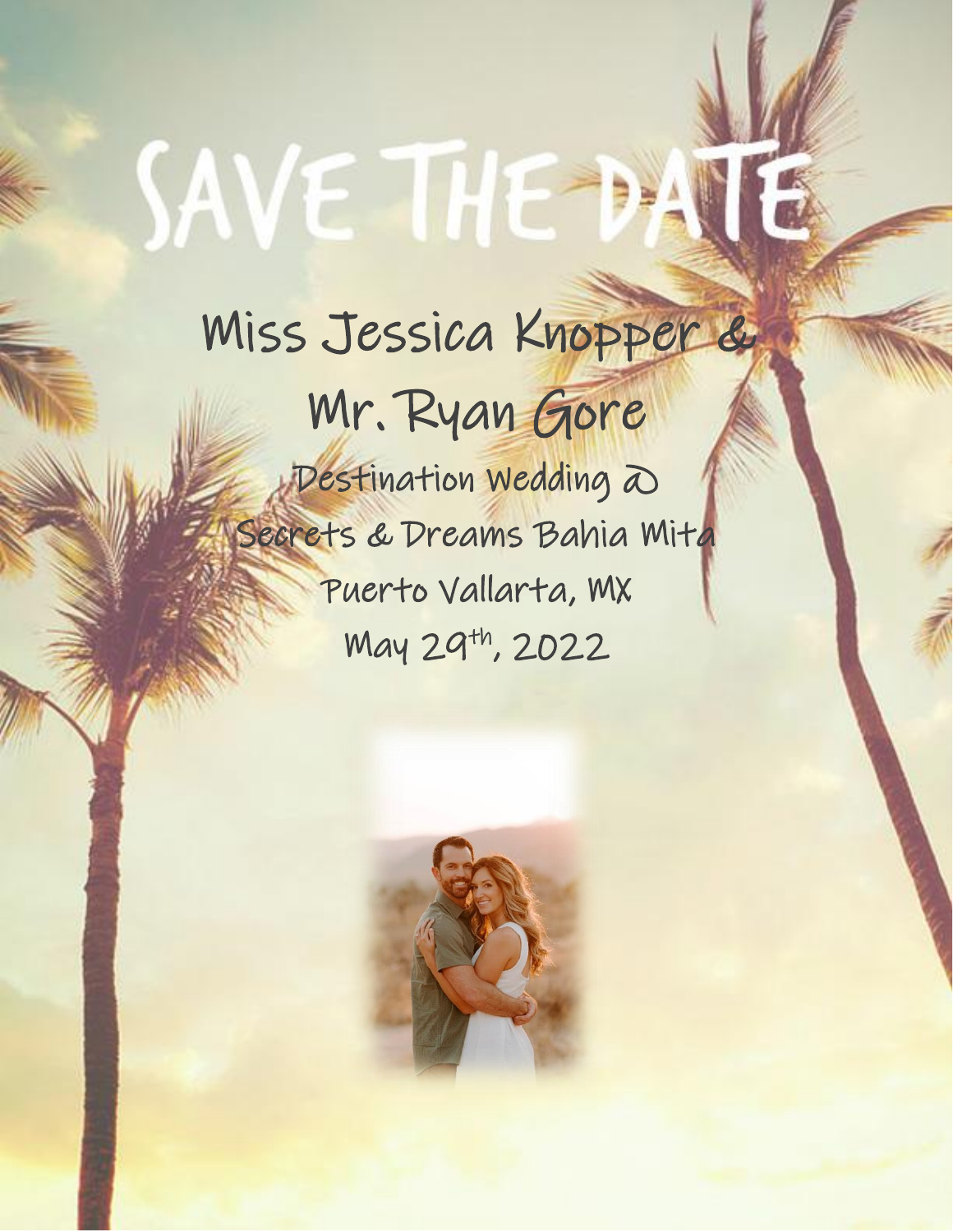# SAVE THE DATE

## Miss Jessica Knopper &
## Mr. Ryan Gore

Destination Wedding @
Secrets & Dreams Bahia Mita
Puerto Vallarta, MX
May 29th, 2022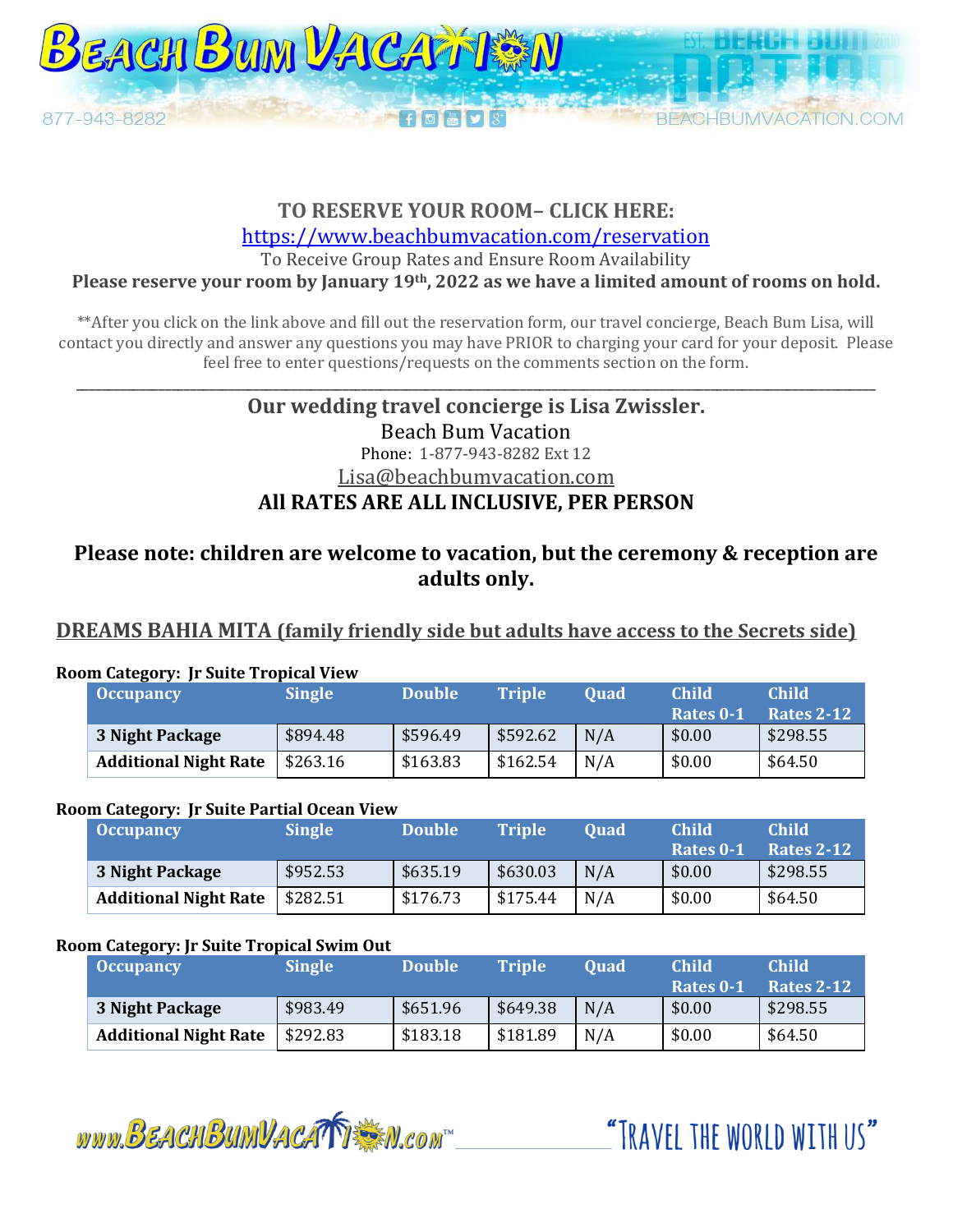**TO RESERVE YOUR ROOM– CLICK HERE:**

https://www.beachbumvacation.com/reservation

To Receive Group Rates and Ensure Room Availability

**Please reserve your room by January 19th, 2022 as we have a limited amount of rooms on hold.**

**After you click on the link above and fill out the reservation form, our travel concierge, Beach Bum Lisa, will contact you directly and answer any questions you may have PRIOR to charging your card for your deposit. Please feel free to enter questions/requests on the comments section on the form.

---

**Our wedding travel concierge is Lisa Zwissler.**

Beach Bum Vacation

Phone: 1-877-943-8282 Ext 12

Lisa@beachbumvacation.com

**All RATES ARE ALL INCLUSIVE, PER PERSON**

**Please note: children are welcome to vacation, but the ceremony & reception are adults only.**

## DREAMS BAHIA MITA (family friendly side but adults have access to the Secrets side)

**Room Category: Jr Suite Tropical View**

| Occupancy | Single | Double | Triple | Quad | Child Rates 0-1 | Child Rates 2-12 |
|---|---|---|---|---|---|---|
| **3 Night Package** | $894.48 | $596.49 | $592.62 | N/A | $0.00 | $298.55 |
| **Additional Night Rate** | $263.16 | $163.83 | $162.54 | N/A | $0.00 | $64.50 |

**Room Category: Jr Suite Partial Ocean View**

| Occupancy | Single | Double | Triple | Quad | Child Rates 0-1 | Child Rates 2-12 |
|---|---|---|---|---|---|---|
| **3 Night Package** | $952.53 | $635.19 | $630.03 | N/A | $0.00 | $298.55 |
| **Additional Night Rate** | $282.51 | $176.73 | $175.44 | N/A | $0.00 | $64.50 |

**Room Category: Jr Suite Tropical Swim Out**

| Occupancy | Single | Double | Triple | Quad | Child Rates 0-1 | Child Rates 2-12 |
|---|---|---|---|---|---|---|
| **3 Night Package** | $983.49 | $651.96 | $649.38 | N/A | $0.00 | $298.55 |
| **Additional Night Rate** | $292.83 | $183.18 | $181.89 | N/A | $0.00 | $64.50 |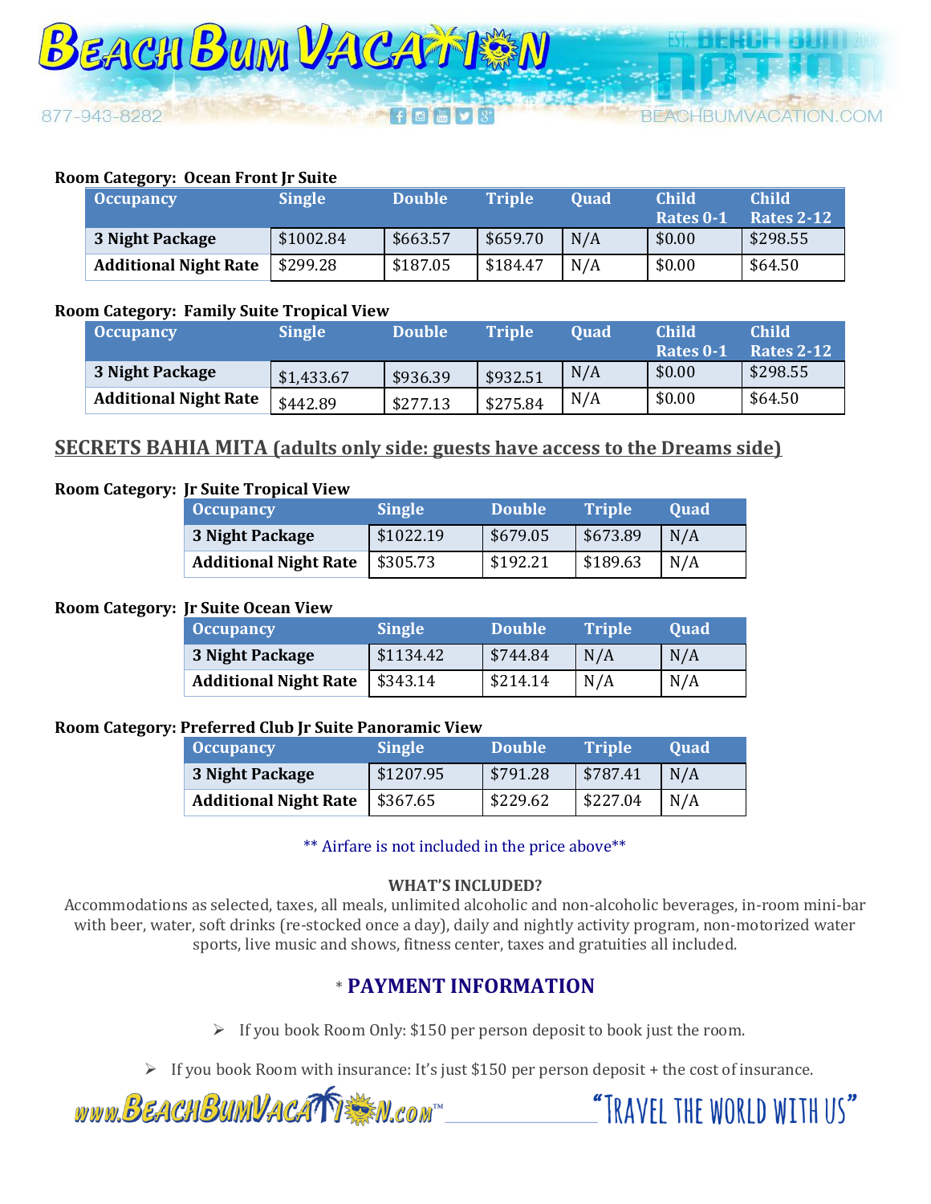**Room Category: Ocean Front Jr Suite**

| Occupancy | Single | Double | Triple | Quad | Child Rates 0-1 | Child Rates 2-12 |
|---|---|---|---|---|---|---|
| 3 Night Package | $1002.84 | $663.57 | $659.70 | N/A | $0.00 | $298.55 |
| Additional Night Rate | $299.28 | $187.05 | $184.47 | N/A | $0.00 | $64.50 |

**Room Category: Family Suite Tropical View**

| Occupancy | Single | Double | Triple | Quad | Child Rates 0-1 | Child Rates 2-12 |
|---|---|---|---|---|---|---|
| 3 Night Package | $1,433.67 | $936.39 | $932.51 | N/A | $0.00 | $298.55 |
| Additional Night Rate | $442.89 | $277.13 | $275.84 | N/A | $0.00 | $64.50 |

## SECRETS BAHIA MITA (adults only side: guests have access to the Dreams side)

**Room Category: Jr Suite Tropical View**

| Occupancy | Single | Double | Triple | Quad |
|---|---|---|---|---|
| 3 Night Package | $1022.19 | $679.05 | $673.89 | N/A |
| Additional Night Rate | $305.73 | $192.21 | $189.63 | N/A |

**Room Category: Jr Suite Ocean View**

| Occupancy | Single | Double | Triple | Quad |
|---|---|---|---|---|
| 3 Night Package | $1134.42 | $744.84 | N/A | N/A |
| Additional Night Rate | $343.14 | $214.14 | N/A | N/A |

**Room Category: Preferred Club Jr Suite Panoramic View**

| Occupancy | Single | Double | Triple | Quad |
|---|---|---|---|---|
| 3 Night Package | $1207.95 | $791.28 | $787.41 | N/A |
| Additional Night Rate | $367.65 | $229.62 | $227.04 | N/A |

** Airfare is not included in the price above**

**WHAT'S INCLUDED?**

Accommodations as selected, taxes, all meals, unlimited alcoholic and non-alcoholic beverages, in-room mini-bar with beer, water, soft drinks (re-stocked once a day), daily and nightly activity program, non-motorized water sports, live music and shows, fitness center, taxes and gratuities all included.

## * PAYMENT INFORMATION

- If you book Room Only: $150 per person deposit to book just the room.
- If you book Room with insurance: It's just $150 per person deposit + the cost of insurance.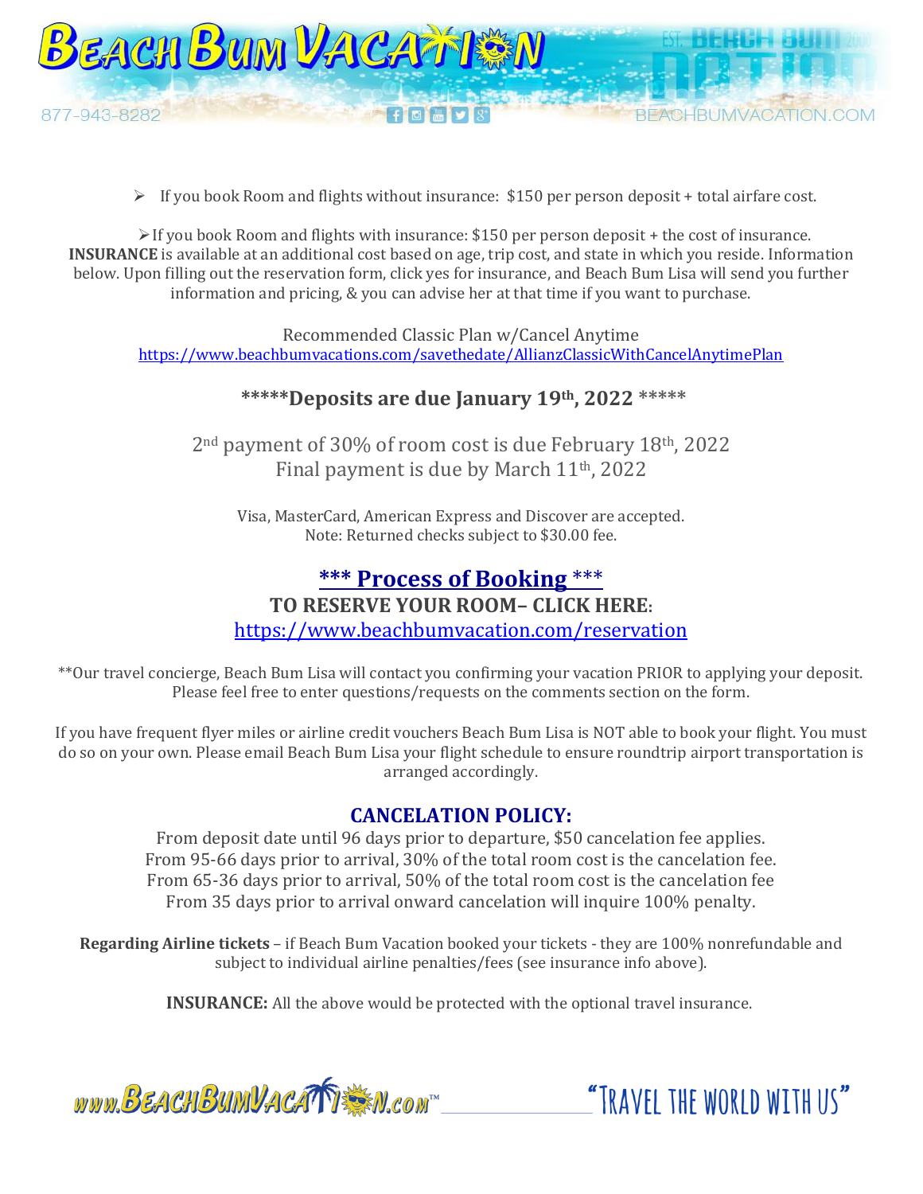- If you book Room and flights without insurance: $150 per person deposit + total airfare cost.

- If you book Room and flights with insurance: $150 per person deposit + the cost of insurance.

**INSURANCE** is available at an additional cost based on age, trip cost, and state in which you reside. Information below. Upon filling out the reservation form, click yes for insurance, and Beach Bum Lisa will send you further information and pricing, & you can advise her at that time if you want to purchase.

Recommended Classic Plan w/Cancel Anytime
https://www.beachbumvacations.com/savethedate/AllianzClassicWithCancelAnytimePlan

**\*\*\*\*\*Deposits are due January 19th, 2022 \*\*\*\*\***

2nd payment of 30% of room cost is due February 18th, 2022
Final payment is due by March 11th, 2022

Visa, MasterCard, American Express and Discover are accepted.
Note: Returned checks subject to $30.00 fee.

## \*\*\* Process of Booking \*\*\*

**TO RESERVE YOUR ROOM– CLICK HERE:**
https://www.beachbumvacation.com/reservation

\*\*Our travel concierge, Beach Bum Lisa will contact you confirming your vacation PRIOR to applying your deposit. Please feel free to enter questions/requests on the comments section on the form.

If you have frequent flyer miles or airline credit vouchers Beach Bum Lisa is NOT able to book your flight. You must do so on your own. Please email Beach Bum Lisa your flight schedule to ensure roundtrip airport transportation is arranged accordingly.

## CANCELATION POLICY:

From deposit date until 96 days prior to departure, $50 cancelation fee applies.
From 95-66 days prior to arrival, 30% of the total room cost is the cancelation fee.
From 65-36 days prior to arrival, 50% of the total room cost is the cancelation fee
From 35 days prior to arrival onward cancelation will inquire 100% penalty.

**Regarding Airline tickets** – if Beach Bum Vacation booked your tickets - they are 100% nonrefundable and subject to individual airline penalties/fees (see insurance info above).

**INSURANCE:** All the above would be protected with the optional travel insurance.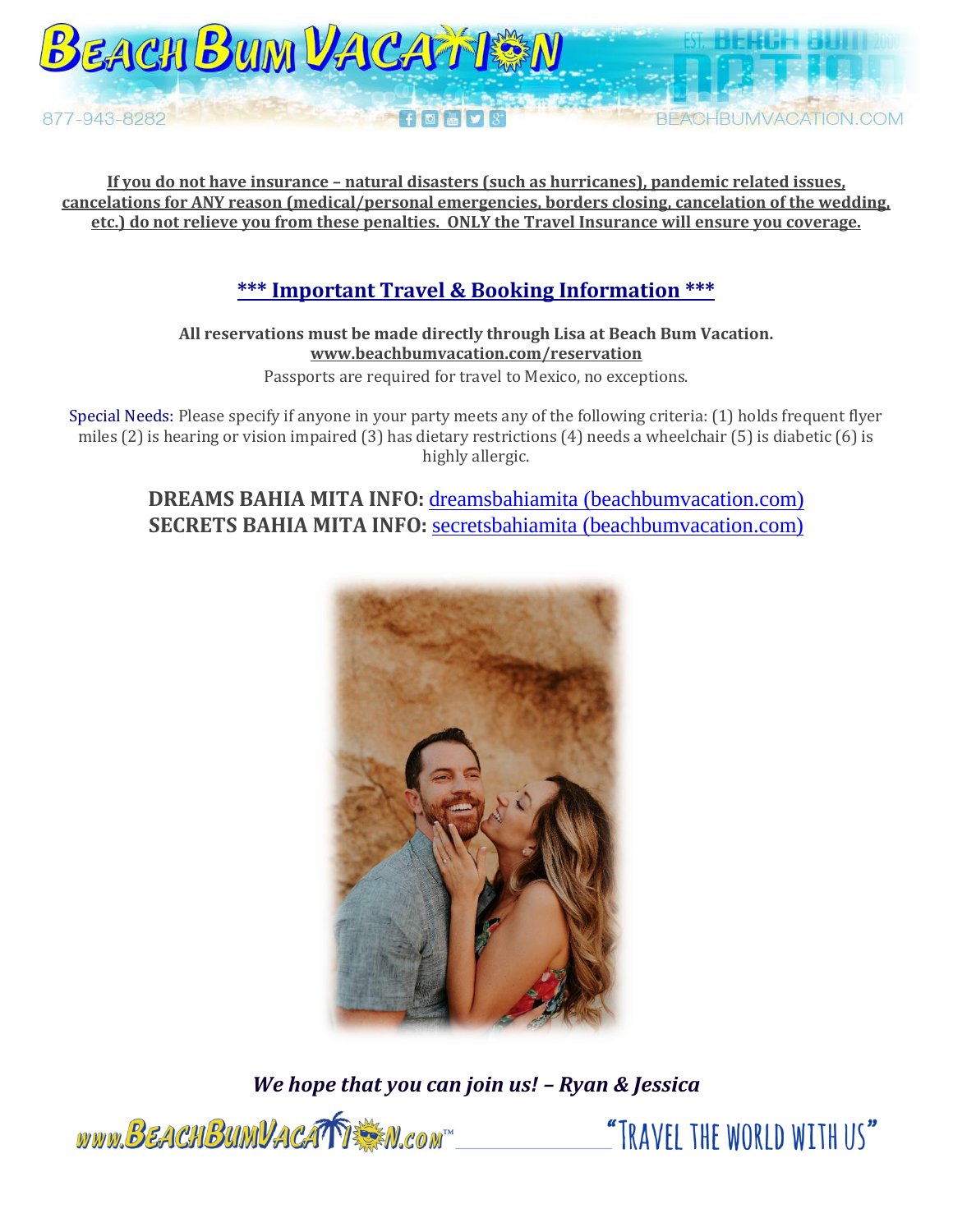**If you do not have insurance – natural disasters (such as hurricanes), pandemic related issues, cancelations for ANY reason (medical/personal emergencies, borders closing, cancelation of the wedding, etc.) do not relieve you from these penalties. ONLY the Travel Insurance will ensure you coverage.**

## *** Important Travel & Booking Information ***

**All reservations must be made directly through Lisa at Beach Bum Vacation.**
**www.beachbumvacation.com/reservation**

Passports are required for travel to Mexico, no exceptions.

Special Needs: Please specify if anyone in your party meets any of the following criteria: (1) holds frequent flyer miles (2) is hearing or vision impaired (3) has dietary restrictions (4) needs a wheelchair (5) is diabetic (6) is highly allergic.

**DREAMS BAHIA MITA INFO:** dreamsbahiamita (beachbumvacation.com)
**SECRETS BAHIA MITA INFO:** secretsbahiamita (beachbumvacation.com)

***We hope that you can join us! – Ryan & Jessica***

www.BeachBumVacation.com™ "Travel the world with us"